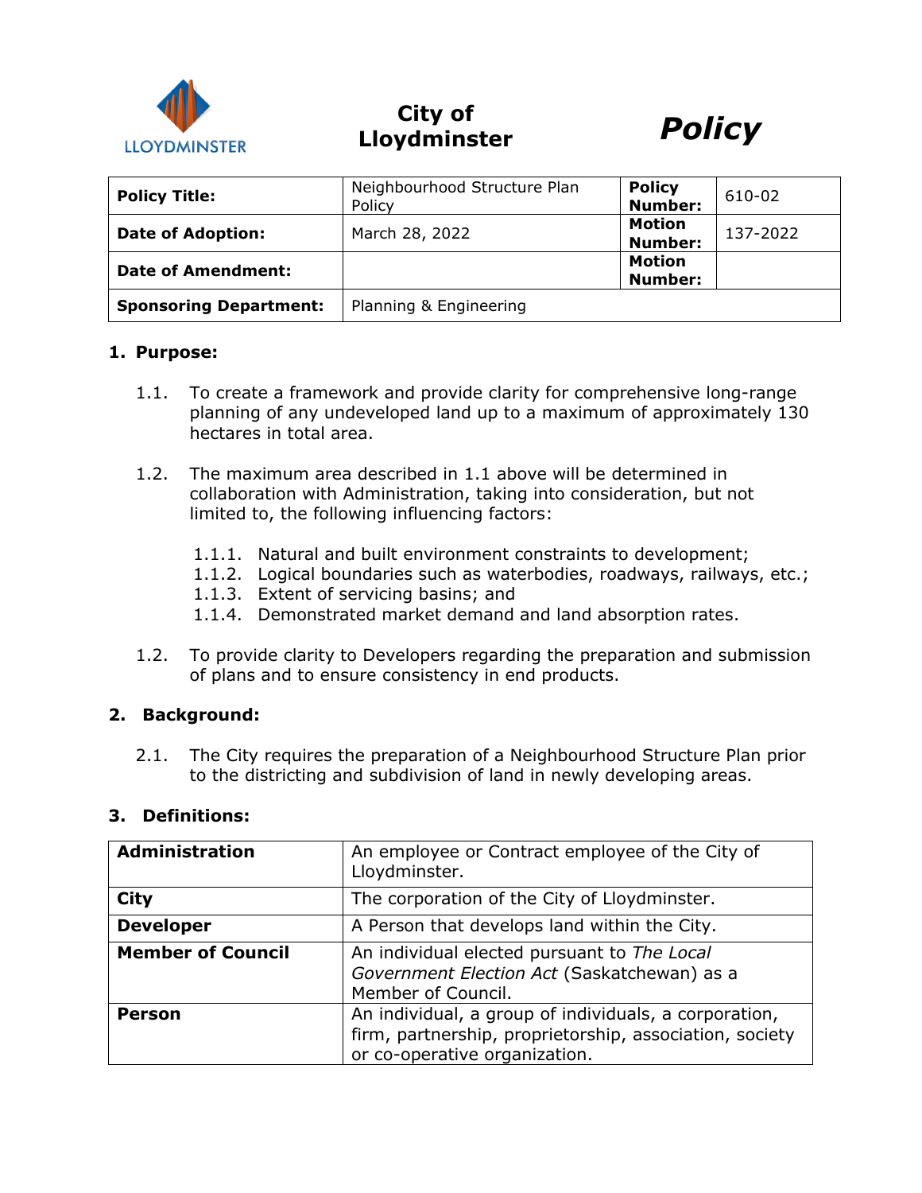City of Lloydminster

# Policy

| Policy Title: | Neighbourhood Structure Plan Policy | Policy Number: | 610-02 |
|---|---|---|---|
| Date of Adoption: | March 28, 2022 | Motion Number: | 137-2022 |
| Date of Amendment: | | Motion Number: | |
| Sponsoring Department: | Planning & Engineering | | |

## 1. Purpose:

1.1. To create a framework and provide clarity for comprehensive long-range planning of any undeveloped land up to a maximum of approximately 130 hectares in total area.

1.2. The maximum area described in 1.1 above will be determined in collaboration with Administration, taking into consideration, but not limited to, the following influencing factors:

- 1.1.1. Natural and built environment constraints to development;
- 1.1.2. Logical boundaries such as waterbodies, roadways, railways, etc.;
- 1.1.3. Extent of servicing basins; and
- 1.1.4. Demonstrated market demand and land absorption rates.

1.2. To provide clarity to Developers regarding the preparation and submission of plans and to ensure consistency in end products.

## 2. Background:

2.1. The City requires the preparation of a Neighbourhood Structure Plan prior to the districting and subdivision of land in newly developing areas.

## 3. Definitions:

| Term | Definition |
|---|---|
| **Administration** | An employee or Contract employee of the City of Lloydminster. |
| **City** | The corporation of the City of Lloydminster. |
| **Developer** | A Person that develops land within the City. |
| **Member of Council** | An individual elected pursuant to *The Local Government Election Act* (Saskatchewan) as a Member of Council. |
| **Person** | An individual, a group of individuals, a corporation, firm, partnership, proprietorship, association, society or co-operative organization. |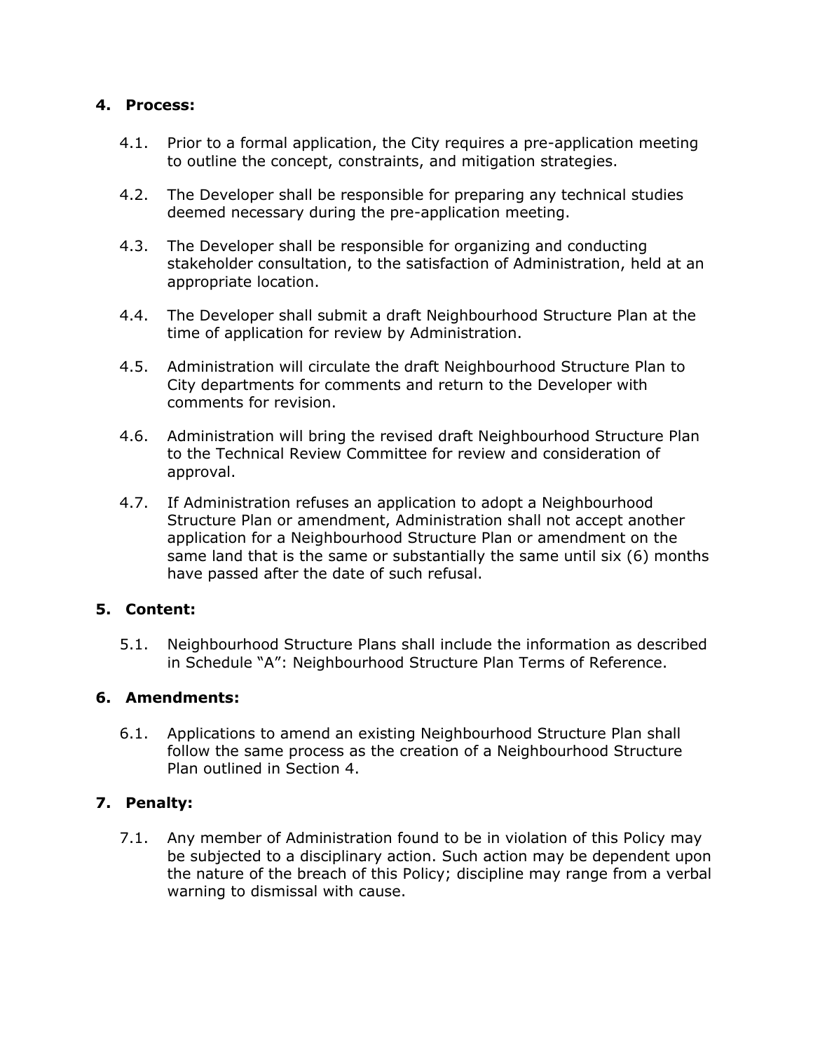## 4. Process:

4.1. Prior to a formal application, the City requires a pre-application meeting to outline the concept, constraints, and mitigation strategies.

4.2. The Developer shall be responsible for preparing any technical studies deemed necessary during the pre-application meeting.

4.3. The Developer shall be responsible for organizing and conducting stakeholder consultation, to the satisfaction of Administration, held at an appropriate location.

4.4. The Developer shall submit a draft Neighbourhood Structure Plan at the time of application for review by Administration.

4.5. Administration will circulate the draft Neighbourhood Structure Plan to City departments for comments and return to the Developer with comments for revision.

4.6. Administration will bring the revised draft Neighbourhood Structure Plan to the Technical Review Committee for review and consideration of approval.

4.7. If Administration refuses an application to adopt a Neighbourhood Structure Plan or amendment, Administration shall not accept another application for a Neighbourhood Structure Plan or amendment on the same land that is the same or substantially the same until six (6) months have passed after the date of such refusal.

## 5. Content:

5.1. Neighbourhood Structure Plans shall include the information as described in Schedule "A": Neighbourhood Structure Plan Terms of Reference.

## 6. Amendments:

6.1. Applications to amend an existing Neighbourhood Structure Plan shall follow the same process as the creation of a Neighbourhood Structure Plan outlined in Section 4.

## 7. Penalty:

7.1. Any member of Administration found to be in violation of this Policy may be subjected to a disciplinary action. Such action may be dependent upon the nature of the breach of this Policy; discipline may range from a verbal warning to dismissal with cause.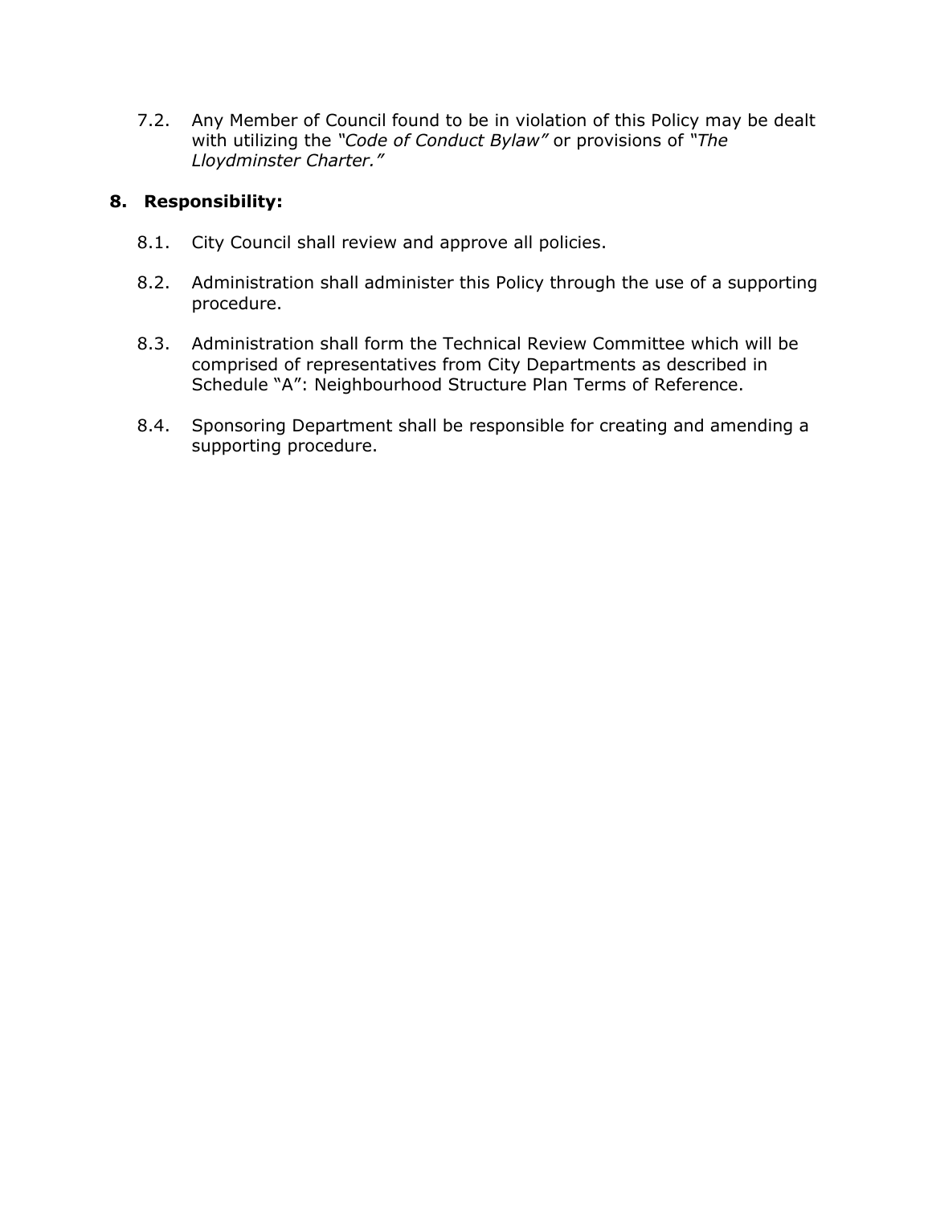7.2. Any Member of Council found to be in violation of this Policy may be dealt with utilizing the *"Code of Conduct Bylaw"* or provisions of *"The Lloydminster Charter."*

## 8. Responsibility:

8.1. City Council shall review and approve all policies.

8.2. Administration shall administer this Policy through the use of a supporting procedure.

8.3. Administration shall form the Technical Review Committee which will be comprised of representatives from City Departments as described in Schedule "A": Neighbourhood Structure Plan Terms of Reference.

8.4. Sponsoring Department shall be responsible for creating and amending a supporting procedure.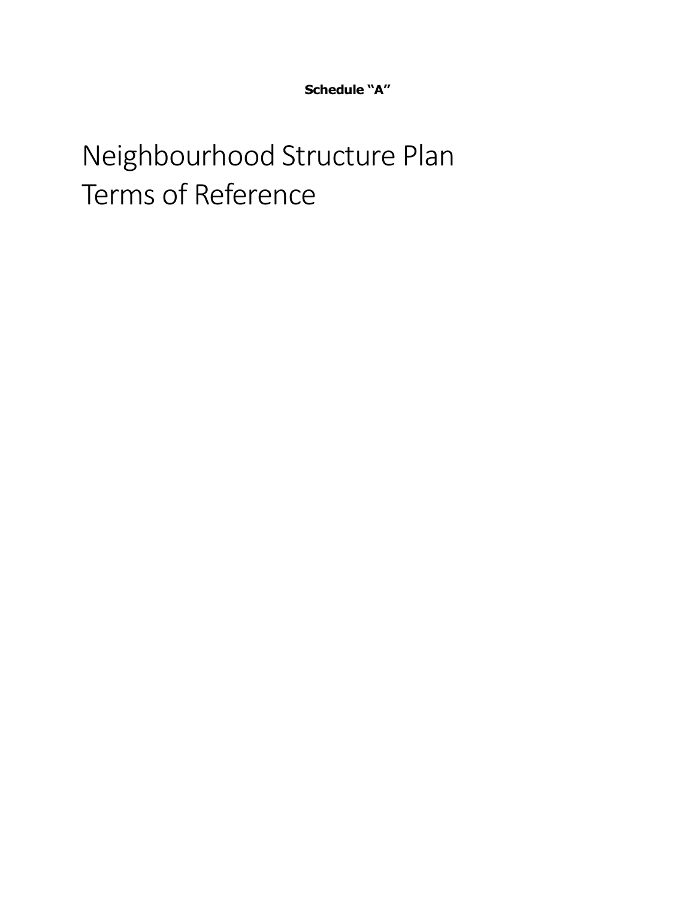**Schedule "A"**

# Neighbourhood Structure Plan Terms of Reference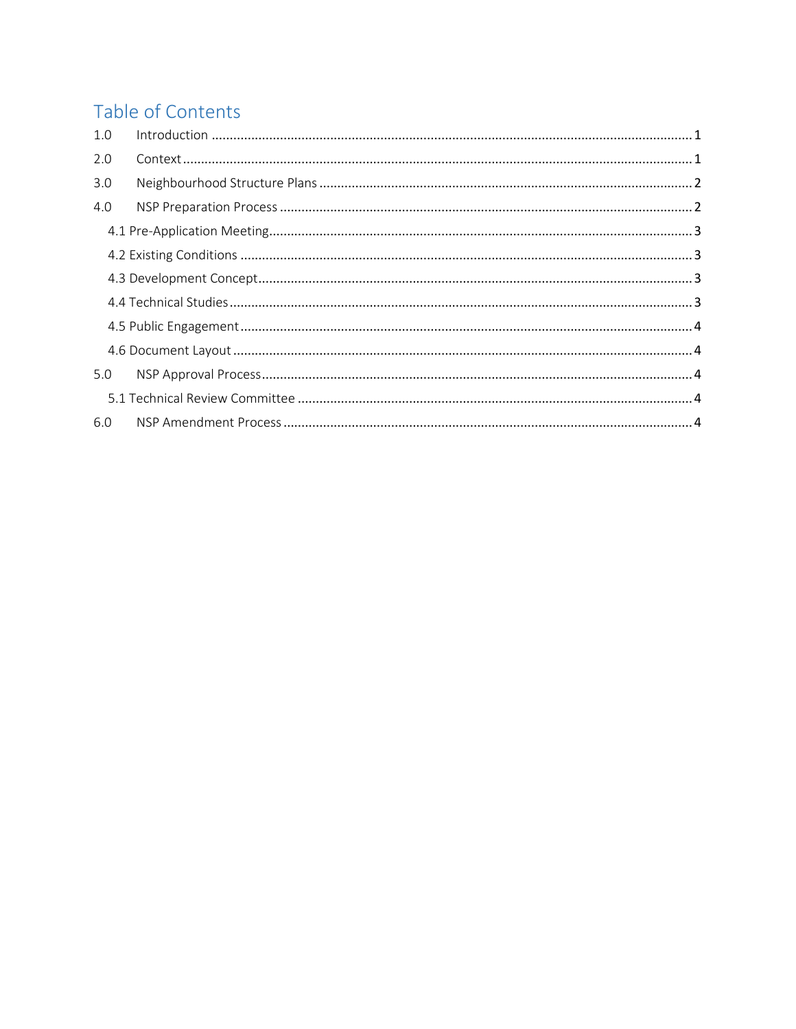## Table of Contents

- 1.0 Introduction ..... 1
- 2.0 Context ..... 1
- 3.0 Neighbourhood Structure Plans ..... 2
- 4.0 NSP Preparation Process ..... 2
  - 4.1 Pre-Application Meeting ..... 3
  - 4.2 Existing Conditions ..... 3
  - 4.3 Development Concept ..... 3
  - 4.4 Technical Studies ..... 3
  - 4.5 Public Engagement ..... 4
  - 4.6 Document Layout ..... 4
- 5.0 NSP Approval Process ..... 4
  - 5.1 Technical Review Committee ..... 4
- 6.0 NSP Amendment Process ..... 4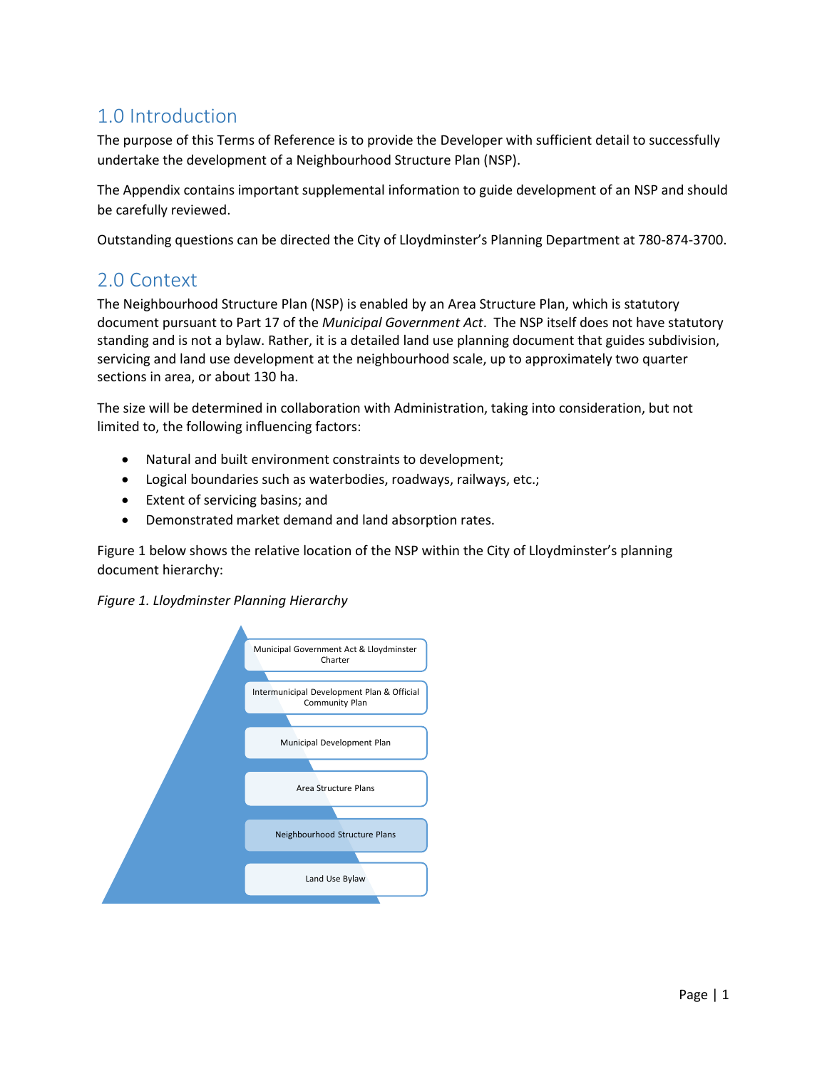## 1.0 Introduction

The purpose of this Terms of Reference is to provide the Developer with sufficient detail to successfully undertake the development of a Neighbourhood Structure Plan (NSP).

The Appendix contains important supplemental information to guide development of an NSP and should be carefully reviewed.

Outstanding questions can be directed the City of Lloydminster's Planning Department at 780-874-3700.

## 2.0 Context

The Neighbourhood Structure Plan (NSP) is enabled by an Area Structure Plan, which is statutory document pursuant to Part 17 of the *Municipal Government Act*. The NSP itself does not have statutory standing and is not a bylaw. Rather, it is a detailed land use planning document that guides subdivision, servicing and land use development at the neighbourhood scale, up to approximately two quarter sections in area, or about 130 ha.

The size will be determined in collaboration with Administration, taking into consideration, but not limited to, the following influencing factors:

- Natural and built environment constraints to development;
- Logical boundaries such as waterbodies, roadways, railways, etc.;
- Extent of servicing basins; and
- Demonstrated market demand and land absorption rates.

Figure 1 below shows the relative location of the NSP within the City of Lloydminster's planning document hierarchy:

*Figure 1. Lloydminster Planning Hierarchy*

- Municipal Government Act & Lloydminster Charter
- Intermunicipal Development Plan & Official Community Plan
- Municipal Development Plan
- Area Structure Plans
- Neighbourhood Structure Plans
- Land Use Bylaw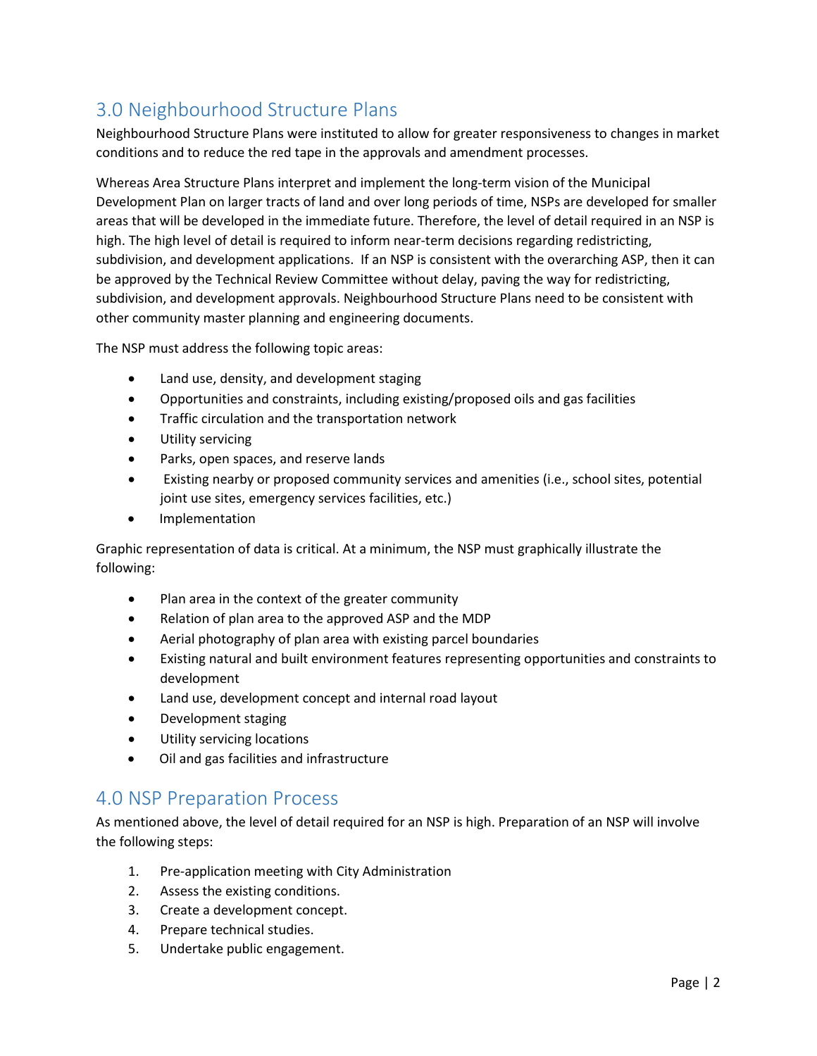## 3.0 Neighbourhood Structure Plans

Neighbourhood Structure Plans were instituted to allow for greater responsiveness to changes in market conditions and to reduce the red tape in the approvals and amendment processes.

Whereas Area Structure Plans interpret and implement the long-term vision of the Municipal Development Plan on larger tracts of land and over long periods of time, NSPs are developed for smaller areas that will be developed in the immediate future. Therefore, the level of detail required in an NSP is high. The high level of detail is required to inform near-term decisions regarding redistricting, subdivision, and development applications. If an NSP is consistent with the overarching ASP, then it can be approved by the Technical Review Committee without delay, paving the way for redistricting, subdivision, and development approvals. Neighbourhood Structure Plans need to be consistent with other community master planning and engineering documents.

The NSP must address the following topic areas:

- Land use, density, and development staging
- Opportunities and constraints, including existing/proposed oils and gas facilities
- Traffic circulation and the transportation network
- Utility servicing
- Parks, open spaces, and reserve lands
- Existing nearby or proposed community services and amenities (i.e., school sites, potential joint use sites, emergency services facilities, etc.)
- Implementation

Graphic representation of data is critical. At a minimum, the NSP must graphically illustrate the following:

- Plan area in the context of the greater community
- Relation of plan area to the approved ASP and the MDP
- Aerial photography of plan area with existing parcel boundaries
- Existing natural and built environment features representing opportunities and constraints to development
- Land use, development concept and internal road layout
- Development staging
- Utility servicing locations
- Oil and gas facilities and infrastructure

## 4.0 NSP Preparation Process

As mentioned above, the level of detail required for an NSP is high. Preparation of an NSP will involve the following steps:

1. Pre-application meeting with City Administration
2. Assess the existing conditions.
3. Create a development concept.
4. Prepare technical studies.
5. Undertake public engagement.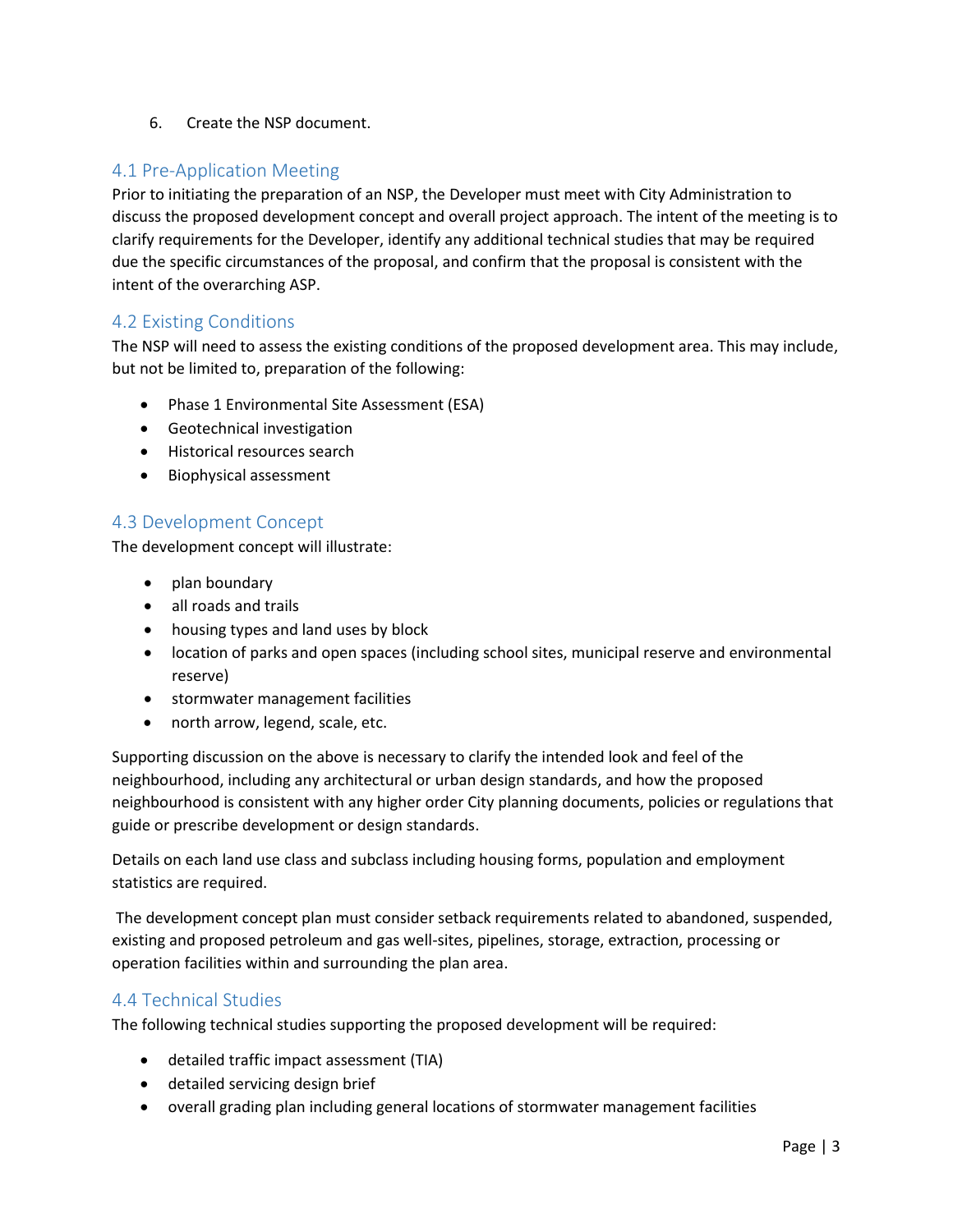6. Create the NSP document.

## 4.1 Pre-Application Meeting

Prior to initiating the preparation of an NSP, the Developer must meet with City Administration to discuss the proposed development concept and overall project approach. The intent of the meeting is to clarify requirements for the Developer, identify any additional technical studies that may be required due the specific circumstances of the proposal, and confirm that the proposal is consistent with the intent of the overarching ASP.

## 4.2 Existing Conditions

The NSP will need to assess the existing conditions of the proposed development area. This may include, but not be limited to, preparation of the following:

- Phase 1 Environmental Site Assessment (ESA)
- Geotechnical investigation
- Historical resources search
- Biophysical assessment

## 4.3 Development Concept

The development concept will illustrate:

- plan boundary
- all roads and trails
- housing types and land uses by block
- location of parks and open spaces (including school sites, municipal reserve and environmental reserve)
- stormwater management facilities
- north arrow, legend, scale, etc.

Supporting discussion on the above is necessary to clarify the intended look and feel of the neighbourhood, including any architectural or urban design standards, and how the proposed neighbourhood is consistent with any higher order City planning documents, policies or regulations that guide or prescribe development or design standards.

Details on each land use class and subclass including housing forms, population and employment statistics are required.

The development concept plan must consider setback requirements related to abandoned, suspended, existing and proposed petroleum and gas well-sites, pipelines, storage, extraction, processing or operation facilities within and surrounding the plan area.

## 4.4 Technical Studies

The following technical studies supporting the proposed development will be required:

- detailed traffic impact assessment (TIA)
- detailed servicing design brief
- overall grading plan including general locations of stormwater management facilities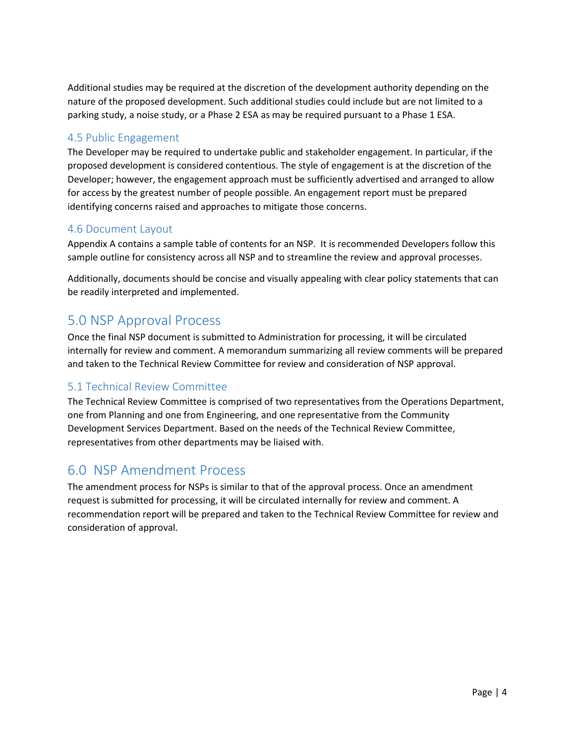Additional studies may be required at the discretion of the development authority depending on the nature of the proposed development. Such additional studies could include but are not limited to a parking study, a noise study, or a Phase 2 ESA as may be required pursuant to a Phase 1 ESA.

### 4.5 Public Engagement

The Developer may be required to undertake public and stakeholder engagement. In particular, if the proposed development is considered contentious. The style of engagement is at the discretion of the Developer; however, the engagement approach must be sufficiently advertised and arranged to allow for access by the greatest number of people possible. An engagement report must be prepared identifying concerns raised and approaches to mitigate those concerns.

### 4.6 Document Layout

Appendix A contains a sample table of contents for an NSP. It is recommended Developers follow this sample outline for consistency across all NSP and to streamline the review and approval processes.

Additionally, documents should be concise and visually appealing with clear policy statements that can be readily interpreted and implemented.

## 5.0 NSP Approval Process

Once the final NSP document is submitted to Administration for processing, it will be circulated internally for review and comment. A memorandum summarizing all review comments will be prepared and taken to the Technical Review Committee for review and consideration of NSP approval.

### 5.1 Technical Review Committee

The Technical Review Committee is comprised of two representatives from the Operations Department, one from Planning and one from Engineering, and one representative from the Community Development Services Department. Based on the needs of the Technical Review Committee, representatives from other departments may be liaised with.

## 6.0 NSP Amendment Process

The amendment process for NSPs is similar to that of the approval process. Once an amendment request is submitted for processing, it will be circulated internally for review and comment. A recommendation report will be prepared and taken to the Technical Review Committee for review and consideration of approval.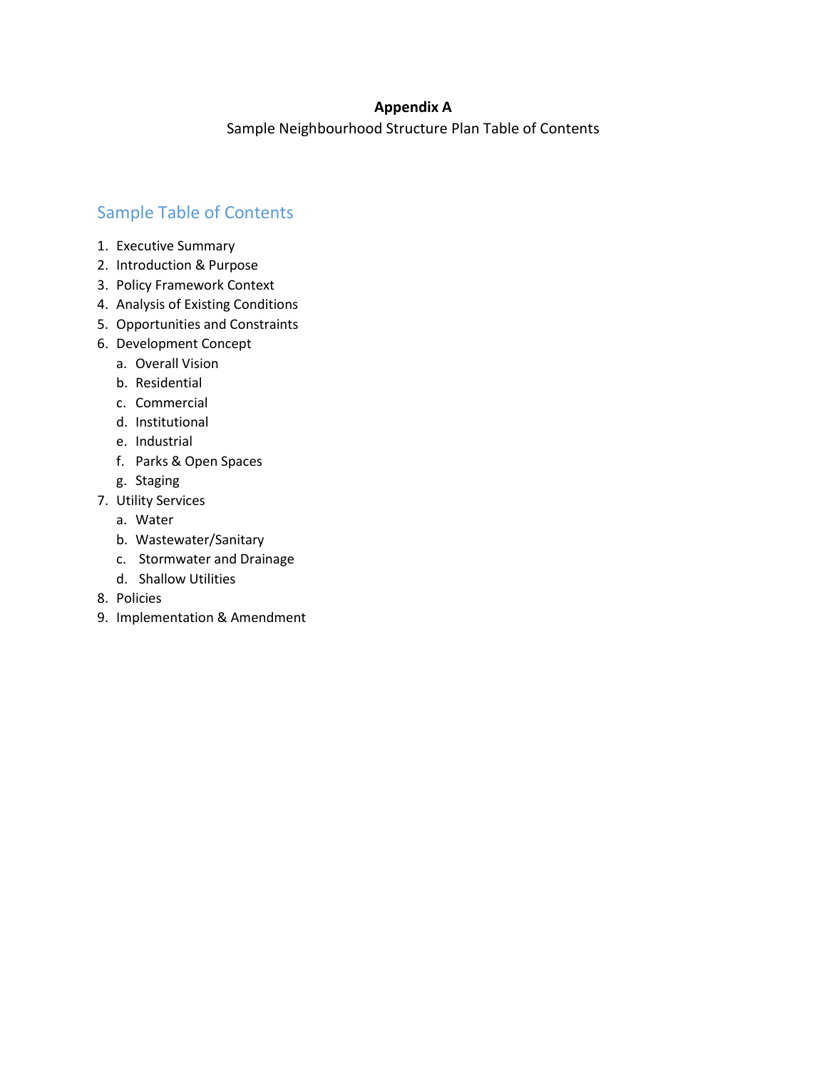**Appendix A**

Sample Neighbourhood Structure Plan Table of Contents

## Sample Table of Contents

1. Executive Summary
2. Introduction & Purpose
3. Policy Framework Context
4. Analysis of Existing Conditions
5. Opportunities and Constraints
6. Development Concept
   a. Overall Vision
   b. Residential
   c. Commercial
   d. Institutional
   e. Industrial
   f. Parks & Open Spaces
   g. Staging
7. Utility Services
   a. Water
   b. Wastewater/Sanitary
   c. Stormwater and Drainage
   d. Shallow Utilities
8. Policies
9. Implementation & Amendment